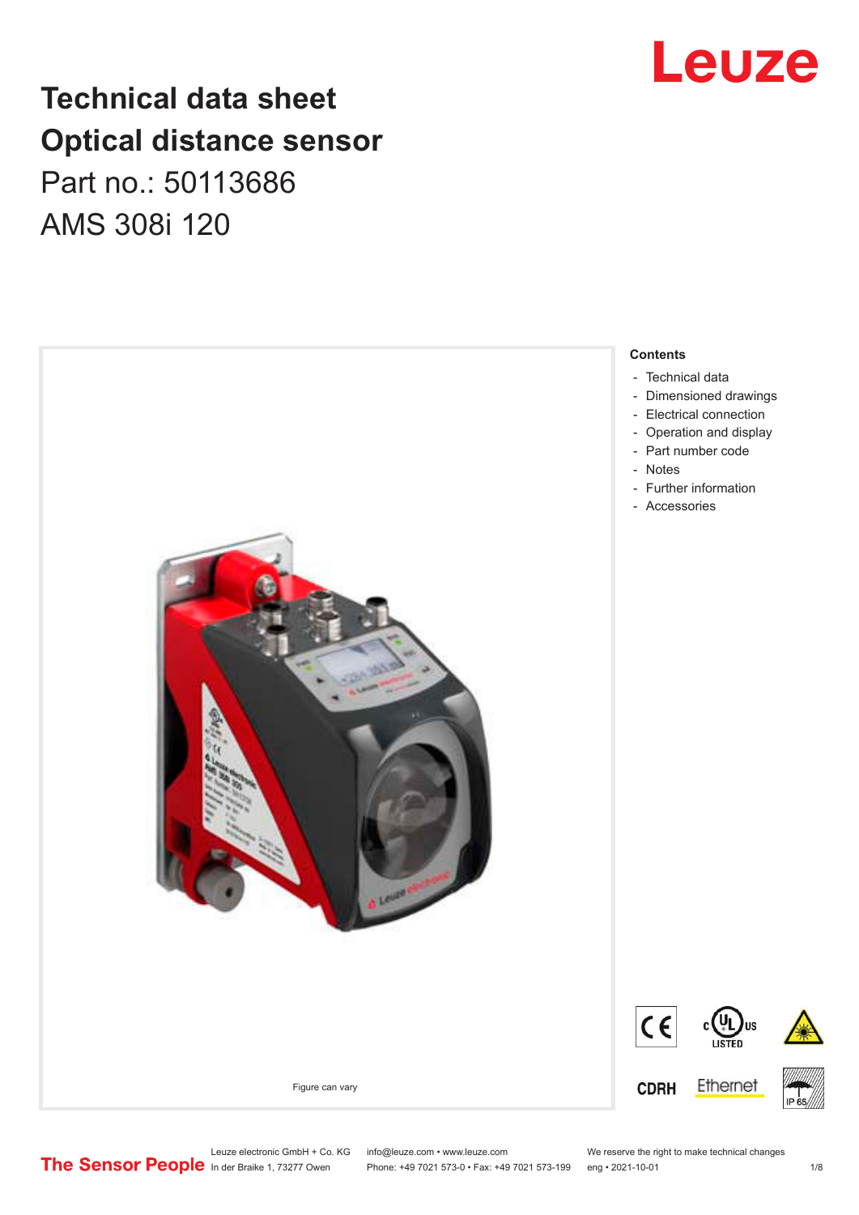# Technical data sheet
# Optical distance sensor

Part no.: 50113686

AMS 308i 120

Figure can vary

**Contents**

- Technical data
- Dimensioned drawings
- Electrical connection
- Operation and display
- Part number code
- Notes
- Further information
- Accessories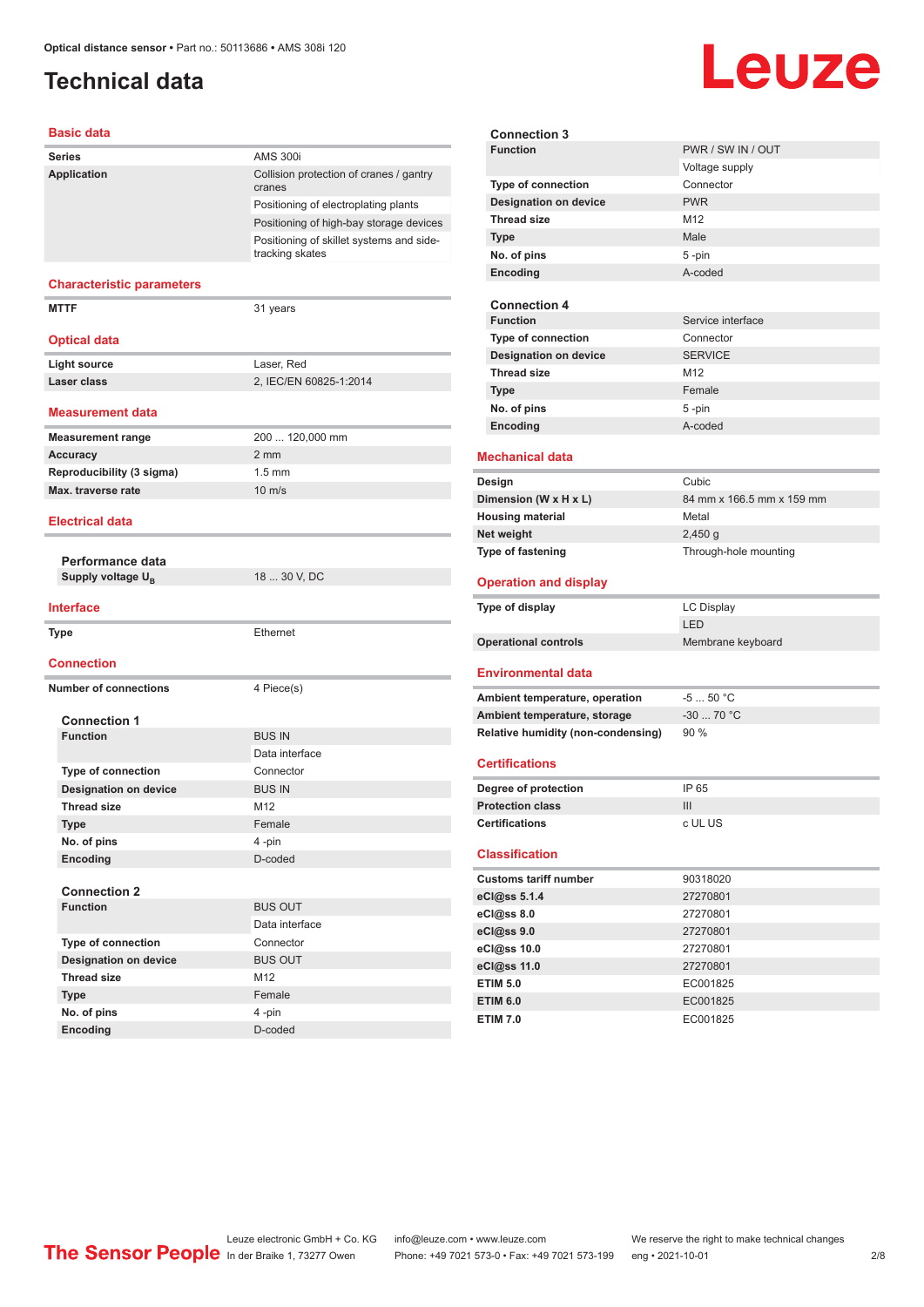# Technical data

## Basic data

| | |
|---|---|
| **Series** | AMS 300i |
| **Application** | Collision protection of cranes / gantry cranes |
| | Positioning of electroplating plants |
| | Positioning of high-bay storage devices |
| | Positioning of skillet systems and side-tracking skates |

## Characteristic parameters

| | |
|---|---|
| **MTTF** | 31 years |

## Optical data

| | |
|---|---|
| **Light source** | Laser, Red |
| **Laser class** | 2, IEC/EN 60825-1:2014 |

## Measurement data

| | |
|---|---|
| **Measurement range** | 200 ... 120,000 mm |
| **Accuracy** | 2 mm |
| **Reproducibility (3 sigma)** | 1.5 mm |
| **Max. traverse rate** | 10 m/s |

## Electrical data

### Performance data

| | |
|---|---|
| **Supply voltage $U_B$** | 18 ... 30 V, DC |

## Interface

| | |
|---|---|
| **Type** | Ethernet |

## Connection

| | |
|---|---|
| **Number of connections** | 4 Piece(s) |

### Connection 1

| | |
|---|---|
| **Function** | BUS IN |
| | Data interface |
| **Type of connection** | Connector |
| **Designation on device** | BUS IN |
| **Thread size** | M12 |
| **Type** | Female |
| **No. of pins** | 4 -pin |
| **Encoding** | D-coded |

### Connection 2

| | |
|---|---|
| **Function** | BUS OUT |
| | Data interface |
| **Type of connection** | Connector |
| **Designation on device** | BUS OUT |
| **Thread size** | M12 |
| **Type** | Female |
| **No. of pins** | 4 -pin |
| **Encoding** | D-coded |

### Connection 3

| | |
|---|---|
| **Function** | PWR / SW IN / OUT |
| | Voltage supply |
| **Type of connection** | Connector |
| **Designation on device** | PWR |
| **Thread size** | M12 |
| **Type** | Male |
| **No. of pins** | 5 -pin |
| **Encoding** | A-coded |

### Connection 4

| | |
|---|---|
| **Function** | Service interface |
| **Type of connection** | Connector |
| **Designation on device** | SERVICE |
| **Thread size** | M12 |
| **Type** | Female |
| **No. of pins** | 5 -pin |
| **Encoding** | A-coded |

## Mechanical data

| | |
|---|---|
| **Design** | Cubic |
| **Dimension (W x H x L)** | 84 mm x 166.5 mm x 159 mm |
| **Housing material** | Metal |
| **Net weight** | 2,450 g |
| **Type of fastening** | Through-hole mounting |

## Operation and display

| | |
|---|---|
| **Type of display** | LC Display |
| | LED |
| **Operational controls** | Membrane keyboard |

## Environmental data

| | |
|---|---|
| **Ambient temperature, operation** | -5 ... 50 °C |
| **Ambient temperature, storage** | -30 ... 70 °C |
| **Relative humidity (non-condensing)** | 90 % |

## Certifications

| | |
|---|---|
| **Degree of protection** | IP 65 |
| **Protection class** | III |
| **Certifications** | c UL US |

## Classification

| | |
|---|---|
| **Customs tariff number** | 90318020 |
| **eCl@ss 5.1.4** | 27270801 |
| **eCl@ss 8.0** | 27270801 |
| **eCl@ss 9.0** | 27270801 |
| **eCl@ss 10.0** | 27270801 |
| **eCl@ss 11.0** | 27270801 |
| **ETIM 5.0** | EC001825 |
| **ETIM 6.0** | EC001825 |
| **ETIM 7.0** | EC001825 |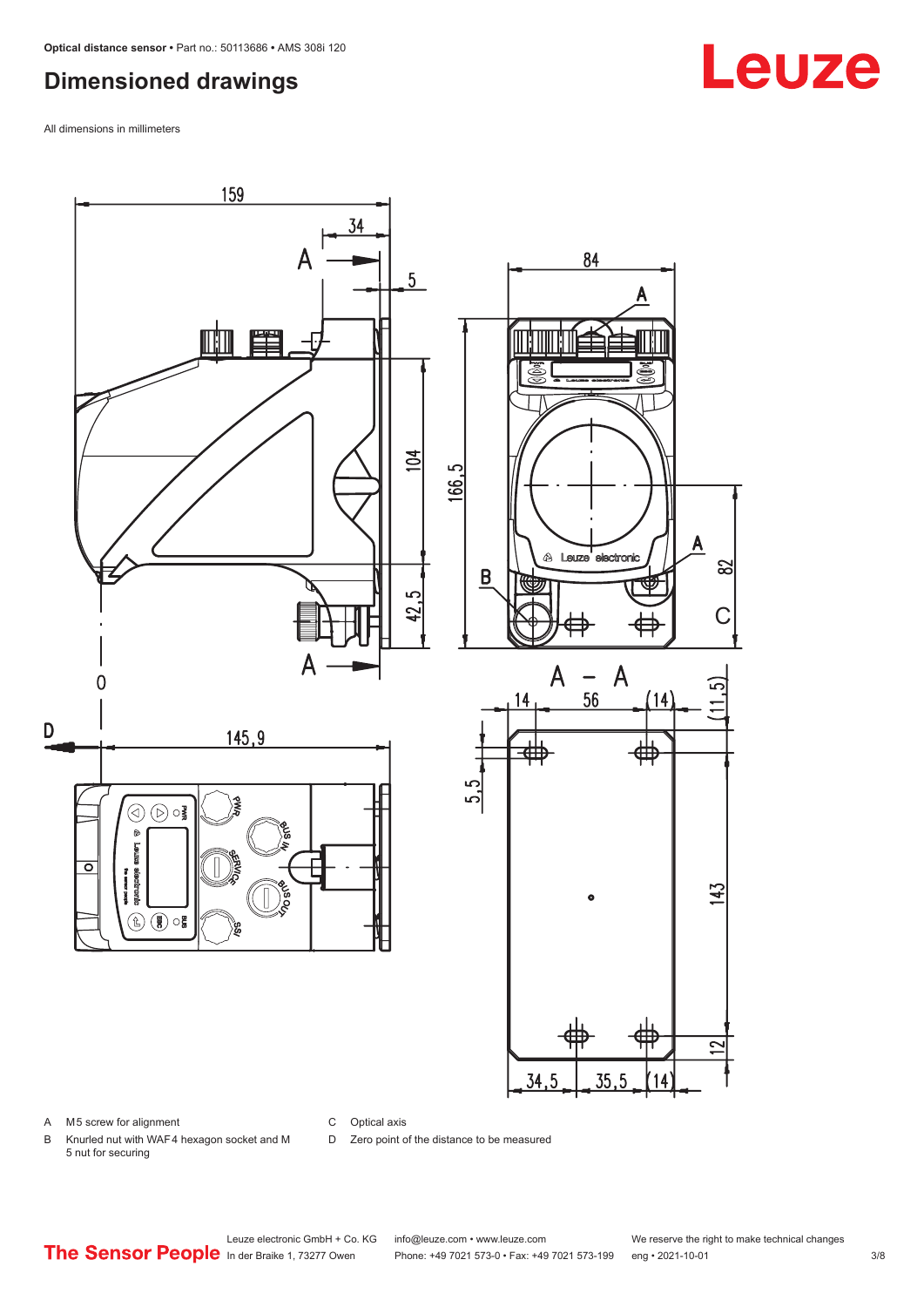## Dimensioned drawings

All dimensions in millimeters

A M5 screw for alignment

B Knurled nut with WAF4 hexagon socket and M 5 nut for securing

C Optical axis

D Zero point of the distance to be measured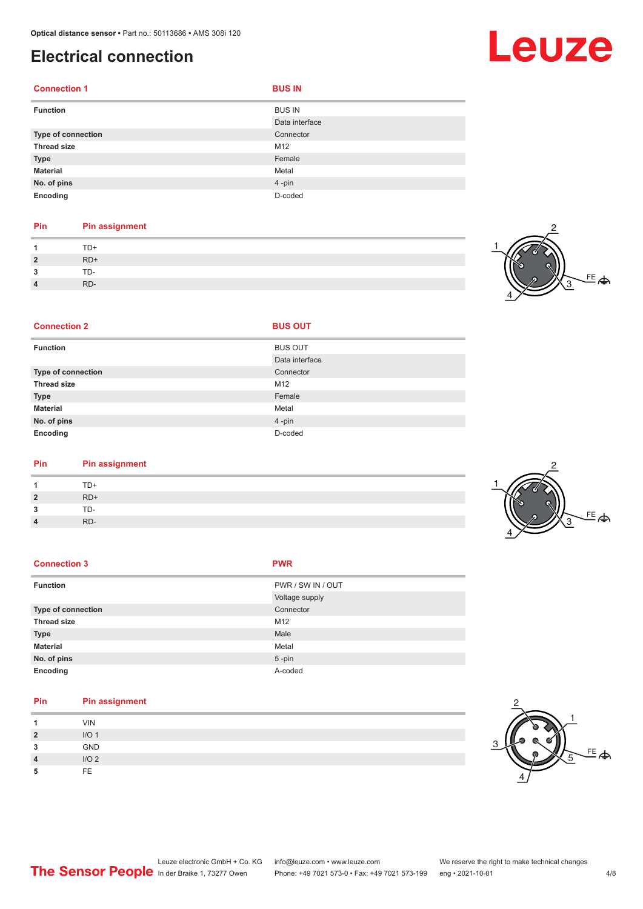# Electrical connection

| Connection 1 | BUS IN |
|---|---|
| **Function** | BUS IN |
| | Data interface |
| **Type of connection** | Connector |
| **Thread size** | M12 |
| **Type** | Female |
| **Material** | Metal |
| **No. of pins** | 4 -pin |
| **Encoding** | D-coded |

| Pin | Pin assignment |
|---|---|
| **1** | TD+ |
| **2** | RD+ |
| **3** | TD- |
| **4** | RD- |

| Connection 2 | BUS OUT |
|---|---|
| **Function** | BUS OUT |
| | Data interface |
| **Type of connection** | Connector |
| **Thread size** | M12 |
| **Type** | Female |
| **Material** | Metal |
| **No. of pins** | 4 -pin |
| **Encoding** | D-coded |

| Pin | Pin assignment |
|---|---|
| **1** | TD+ |
| **2** | RD+ |
| **3** | TD- |
| **4** | RD- |

| Connection 3 | PWR |
|---|---|
| **Function** | PWR / SW IN / OUT |
| | Voltage supply |
| **Type of connection** | Connector |
| **Thread size** | M12 |
| **Type** | Male |
| **Material** | Metal |
| **No. of pins** | 5 -pin |
| **Encoding** | A-coded |

| Pin | Pin assignment |
|---|---|
| **1** | VIN |
| **2** | I/O 1 |
| **3** | GND |
| **4** | I/O 2 |
| **5** | FE |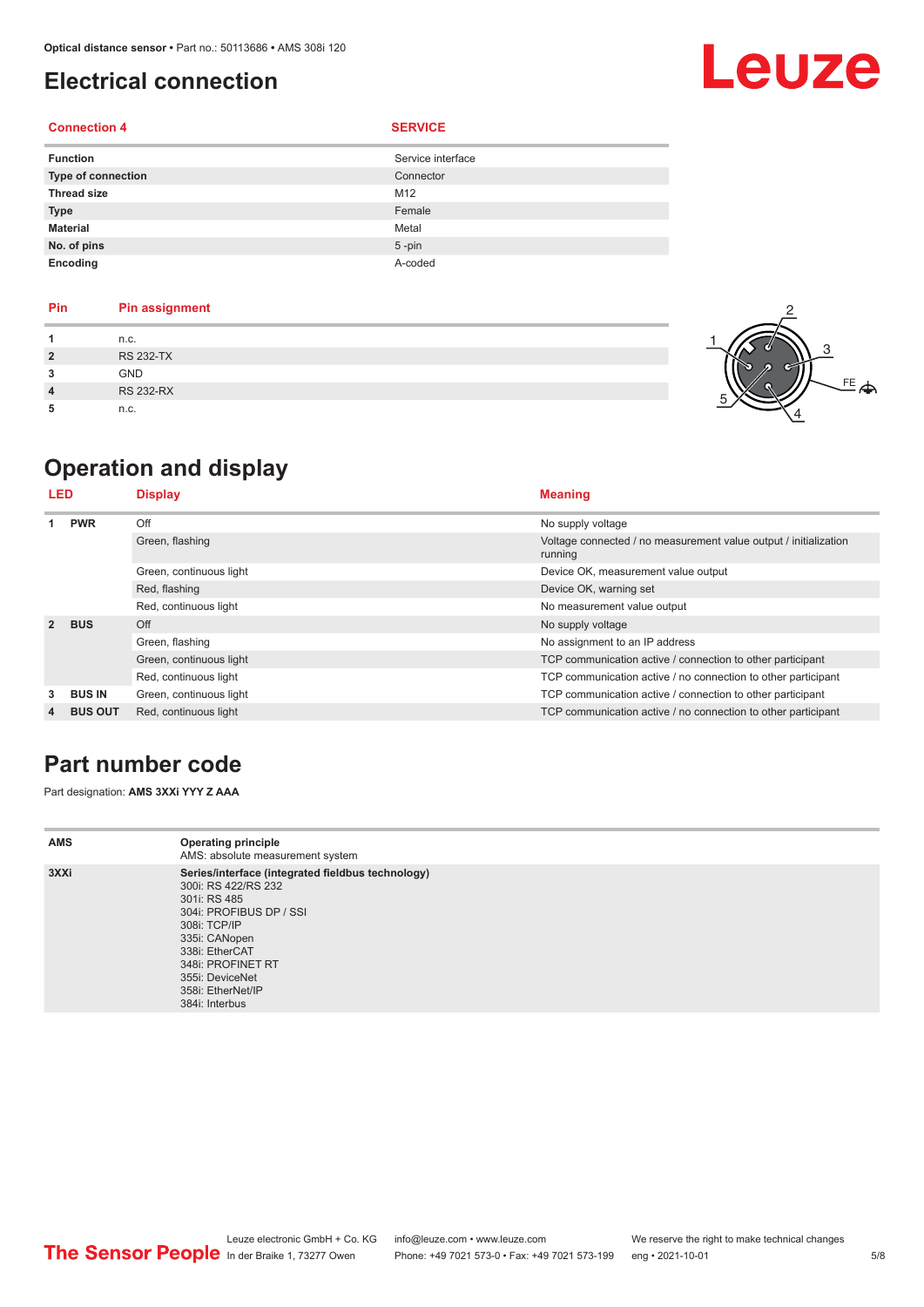## Electrical connection

| Connection 4 | SERVICE |
|---|---|
| **Function** | Service interface |
| **Type of connection** | Connector |
| **Thread size** | M12 |
| **Type** | Female |
| **Material** | Metal |
| **No. of pins** | 5 -pin |
| **Encoding** | A-coded |

| Pin | Pin assignment |
|---|---|
| **1** | n.c. |
| **2** | RS 232-TX |
| **3** | GND |
| **4** | RS 232-RX |
| **5** | n.c. |

## Operation and display

| LED | | Display | Meaning |
|---|---|---|---|
| **1** | **PWR** | Off | No supply voltage |
| | | Green, flashing | Voltage connected / no measurement value output / initialization running |
| | | Green, continuous light | Device OK, measurement value output |
| | | Red, flashing | Device OK, warning set |
| | | Red, continuous light | No measurement value output |
| **2** | **BUS** | Off | No supply voltage |
| | | Green, flashing | No assignment to an IP address |
| | | Green, continuous light | TCP communication active / connection to other participant |
| | | Red, continuous light | TCP communication active / no connection to other participant |
| **3** | **BUS IN** | Green, continuous light | TCP communication active / connection to other participant |
| **4** | **BUS OUT** | Red, continuous light | TCP communication active / no connection to other participant |

## Part number code

Part designation: **AMS 3XXi YYY Z AAA**

| | |
|---|---|
| **AMS** | **Operating principle**<br>AMS: absolute measurement system |
| **3XXi** | **Series/interface (integrated fieldbus technology)**<br>300i: RS 422/RS 232<br>301i: RS 485<br>304i: PROFIBUS DP / SSI<br>308i: TCP/IP<br>335i: CANopen<br>338i: EtherCAT<br>348i: PROFINET RT<br>355i: DeviceNet<br>358i: EtherNet/IP<br>384i: Interbus |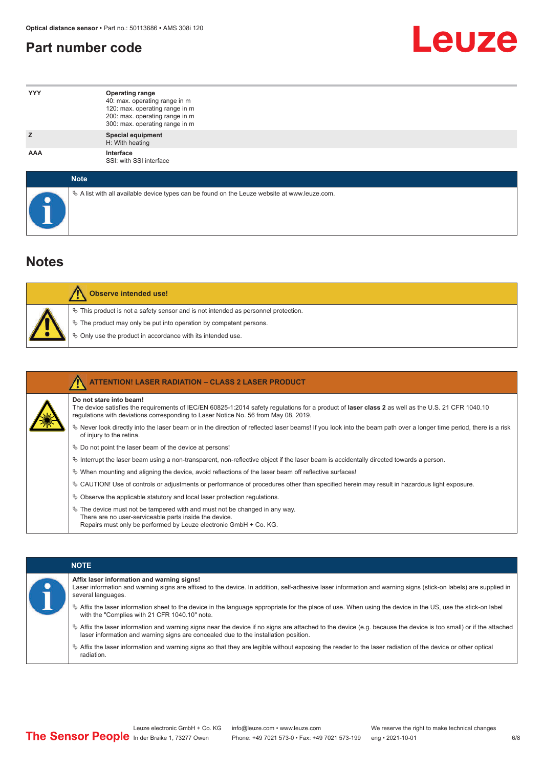## Part number code

| | |
|---|---|
| **YYY** | **Operating range**<br>40: max. operating range in m<br>120: max. operating range in m<br>200: max. operating range in m<br>300: max. operating range in m |
| **Z** | **Special equipment**<br>H: With heating |
| **AAA** | **Interface**<br>SSI: with SSI interface |

**Note**

- A list with all available device types can be found on the Leuze website at www.leuze.com.

## Notes

**Observe intended use!**

- This product is not a safety sensor and is not intended as personnel protection.
- The product may only be put into operation by competent persons.
- Only use the product in accordance with its intended use.

**ATTENTION! LASER RADIATION – CLASS 2 LASER PRODUCT**

**Do not stare into beam!**
The device satisfies the requirements of IEC/EN 60825-1:2014 safety regulations for a product of **laser class 2** as well as the U.S. 21 CFR 1040.10 regulations with deviations corresponding to Laser Notice No. 56 from May 08, 2019.

- Never look directly into the laser beam or in the direction of reflected laser beams! If you look into the beam path over a longer time period, there is a risk of injury to the retina.
- Do not point the laser beam of the device at persons!
- Interrupt the laser beam using a non-transparent, non-reflective object if the laser beam is accidentally directed towards a person.
- When mounting and aligning the device, avoid reflections of the laser beam off reflective surfaces!
- CAUTION! Use of controls or adjustments or performance of procedures other than specified herein may result in hazardous light exposure.
- Observe the applicable statutory and local laser protection regulations.
- The device must not be tampered with and must not be changed in any way.
  There are no user-serviceable parts inside the device.
  Repairs must only be performed by Leuze electronic GmbH + Co. KG.

**NOTE**

**Affix laser information and warning signs!**
Laser information and warning signs are affixed to the device. In addition, self-adhesive laser information and warning signs (stick-on labels) are supplied in several languages.

- Affix the laser information sheet to the device in the language appropriate for the place of use. When using the device in the US, use the stick-on label with the "Complies with 21 CFR 1040.10" note.
- Affix the laser information and warning signs near the device if no signs are attached to the device (e.g. because the device is too small) or if the attached laser information and warning signs are concealed due to the installation position.
- Affix the laser information and warning signs so that they are legible without exposing the reader to the laser radiation of the device or other optical radiation.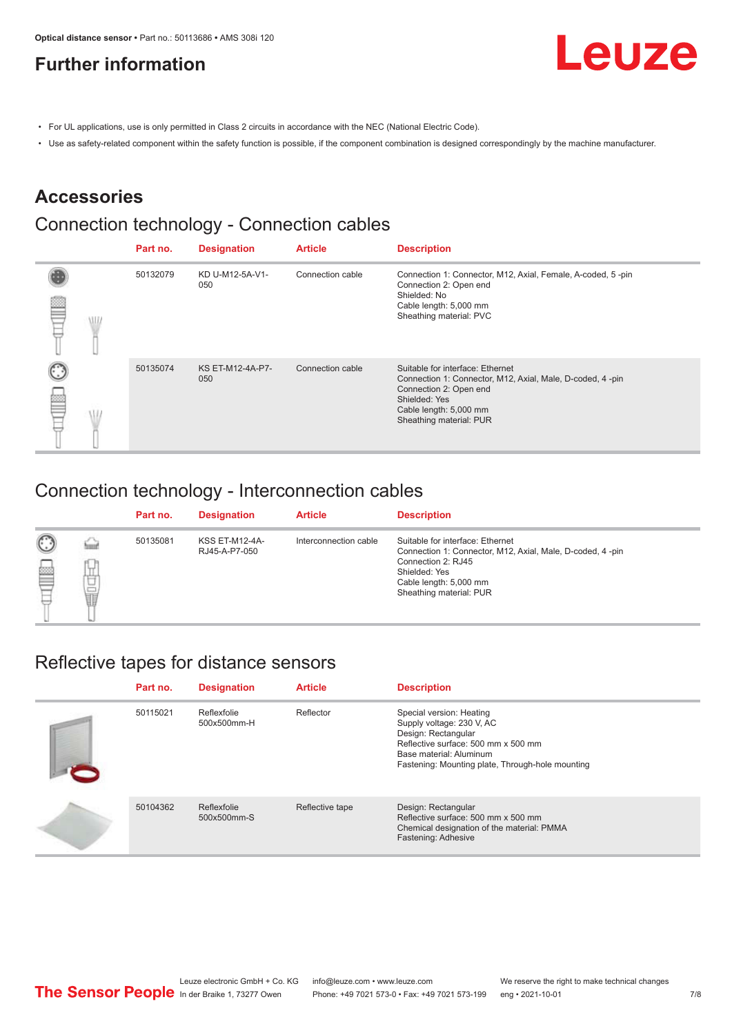# Further information

- For UL applications, use is only permitted in Class 2 circuits in accordance with the NEC (National Electric Code).
- Use as safety-related component within the safety function is possible, if the component combination is designed correspondingly by the machine manufacturer.

## Accessories

### Connection technology - Connection cables

| Part no. | Designation | Article | Description |
|---|---|---|---|
| 50132079 | KD U-M12-5A-V1-050 | Connection cable | Connection 1: Connector, M12, Axial, Female, A-coded, 5 -pin<br>Connection 2: Open end<br>Shielded: No<br>Cable length: 5,000 mm<br>Sheathing material: PVC |
| 50135074 | KS ET-M12-4A-P7-050 | Connection cable | Suitable for interface: Ethernet<br>Connection 1: Connector, M12, Axial, Male, D-coded, 4 -pin<br>Connection 2: Open end<br>Shielded: Yes<br>Cable length: 5,000 mm<br>Sheathing material: PUR |

### Connection technology - Interconnection cables

| Part no. | Designation | Article | Description |
|---|---|---|---|
| 50135081 | KSS ET-M12-4A-RJ45-A-P7-050 | Interconnection cable | Suitable for interface: Ethernet<br>Connection 1: Connector, M12, Axial, Male, D-coded, 4 -pin<br>Connection 2: RJ45<br>Shielded: Yes<br>Cable length: 5,000 mm<br>Sheathing material: PUR |

### Reflective tapes for distance sensors

| Part no. | Designation | Article | Description |
|---|---|---|---|
| 50115021 | Reflexfolie 500x500mm-H | Reflector | Special version: Heating<br>Supply voltage: 230 V, AC<br>Design: Rectangular<br>Reflective surface: 500 mm x 500 mm<br>Base material: Aluminum<br>Fastening: Mounting plate, Through-hole mounting |
| 50104362 | Reflexfolie 500x500mm-S | Reflective tape | Design: Rectangular<br>Reflective surface: 500 mm x 500 mm<br>Chemical designation of the material: PMMA<br>Fastening: Adhesive |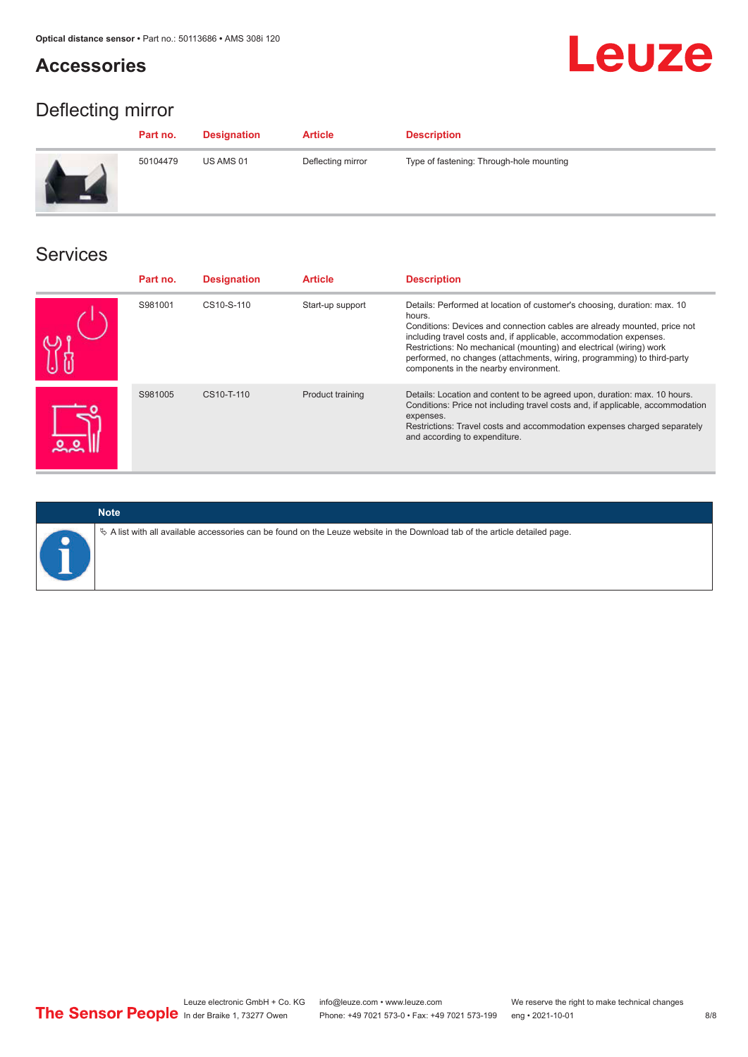## Accessories

### Deflecting mirror

| | Part no. | Designation | Article | Description |
|---|---|---|---|---|
| | 50104479 | US AMS 01 | Deflecting mirror | Type of fastening: Through-hole mounting |

### Services

| | Part no. | Designation | Article | Description |
|---|---|---|---|---|
| | S981001 | CS10-S-110 | Start-up support | Details: Performed at location of customer's choosing, duration: max. 10 hours.<br>Conditions: Devices and connection cables are already mounted, price not including travel costs and, if applicable, accommodation expenses.<br>Restrictions: No mechanical (mounting) and electrical (wiring) work performed, no changes (attachments, wiring, programming) to third-party components in the nearby environment. |
| | S981005 | CS10-T-110 | Product training | Details: Location and content to be agreed upon, duration: max. 10 hours.<br>Conditions: Price not including travel costs and, if applicable, accommodation expenses.<br>Restrictions: Travel costs and accommodation expenses charged separately and according to expenditure. |

**Note**

A list with all available accessories can be found on the Leuze website in the Download tab of the article detailed page.